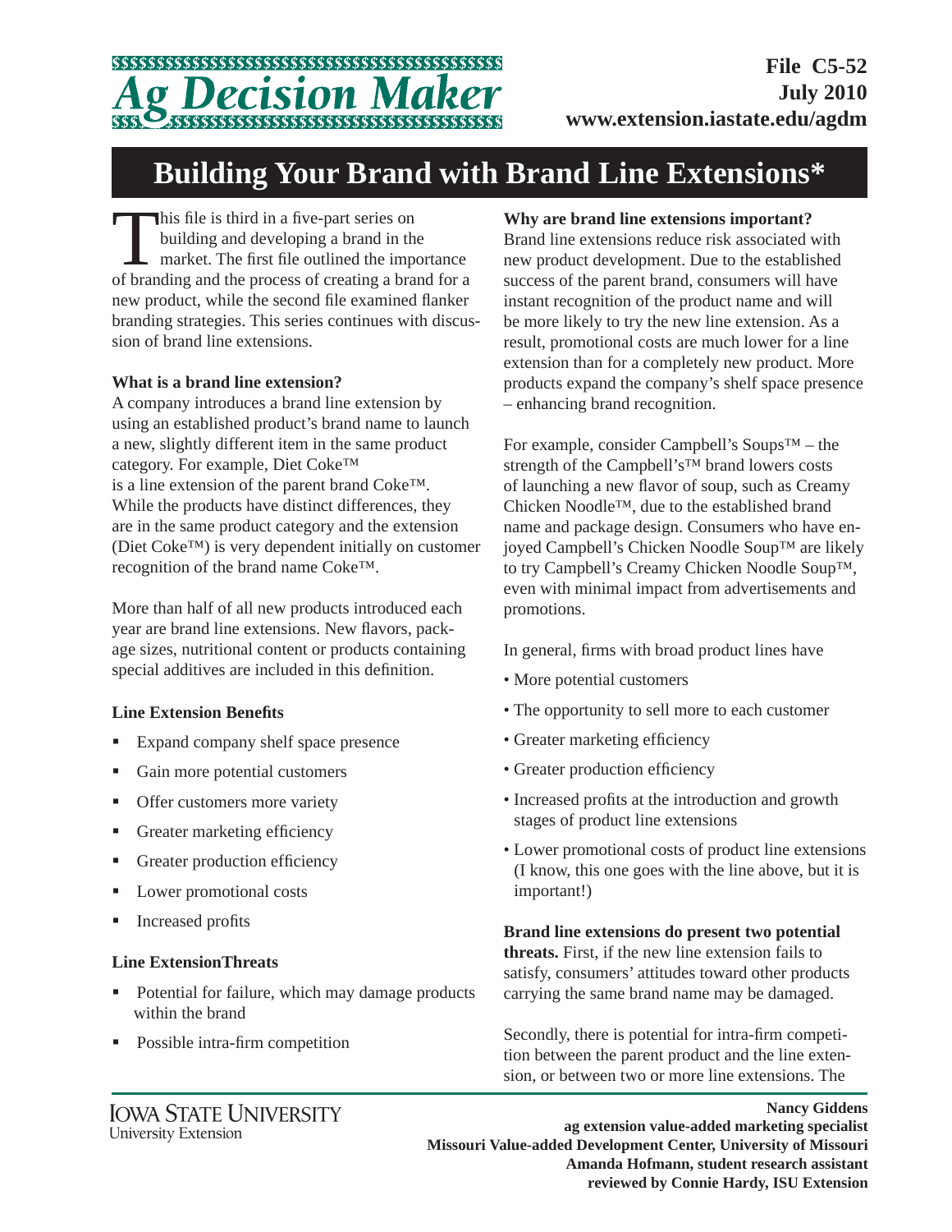File C5-52
July 2010
www.extension.iastate.edu/agdm

# Building Your Brand with Brand Line Extensions*

This file is third in a five-part series on building and developing a brand in the market. The first file outlined the importance of branding and the process of creating a brand for a new product, while the second file examined flanker branding strategies. This series continues with discussion of brand line extensions.

**What is a brand line extension?**

A company introduces a brand line extension by using an established product's brand name to launch a new, slightly different item in the same product category. For example, Diet Coke™ is a line extension of the parent brand Coke™. While the products have distinct differences, they are in the same product category and the extension (Diet Coke™) is very dependent initially on customer recognition of the brand name Coke™.

More than half of all new products introduced each year are brand line extensions. New flavors, package sizes, nutritional content or products containing special additives are included in this definition.

**Line Extension Benefits**

- Expand company shelf space presence
- Gain more potential customers
- Offer customers more variety
- Greater marketing efficiency
- Greater production efficiency
- Lower promotional costs
- Increased profits

**Line ExtensionThreats**

- Potential for failure, which may damage products within the brand
- Possible intra-firm competition

**Why are brand line extensions important?**

Brand line extensions reduce risk associated with new product development. Due to the established success of the parent brand, consumers will have instant recognition of the product name and will be more likely to try the new line extension. As a result, promotional costs are much lower for a line extension than for a completely new product. More products expand the company's shelf space presence – enhancing brand recognition.

For example, consider Campbell's Soups™ – the strength of the Campbell's™ brand lowers costs of launching a new flavor of soup, such as Creamy Chicken Noodle™, due to the established brand name and package design. Consumers who have enjoyed Campbell's Chicken Noodle Soup™ are likely to try Campbell's Creamy Chicken Noodle Soup™, even with minimal impact from advertisements and promotions.

In general, firms with broad product lines have

- More potential customers
- The opportunity to sell more to each customer
- Greater marketing efficiency
- Greater production efficiency
- Increased profits at the introduction and growth stages of product line extensions
- Lower promotional costs of product line extensions (I know, this one goes with the line above, but it is important!)

**Brand line extensions do present two potential threats.** First, if the new line extension fails to satisfy, consumers' attitudes toward other products carrying the same brand name may be damaged.

Secondly, there is potential for intra-firm competition between the parent product and the line extension, or between two or more line extensions. The

Iowa State University
University Extension

**Nancy Giddens**
**ag extension value-added marketing specialist**
**Missouri Value-added Development Center, University of Missouri**
**Amanda Hofmann, student research assistant**
**reviewed by Connie Hardy, ISU Extension**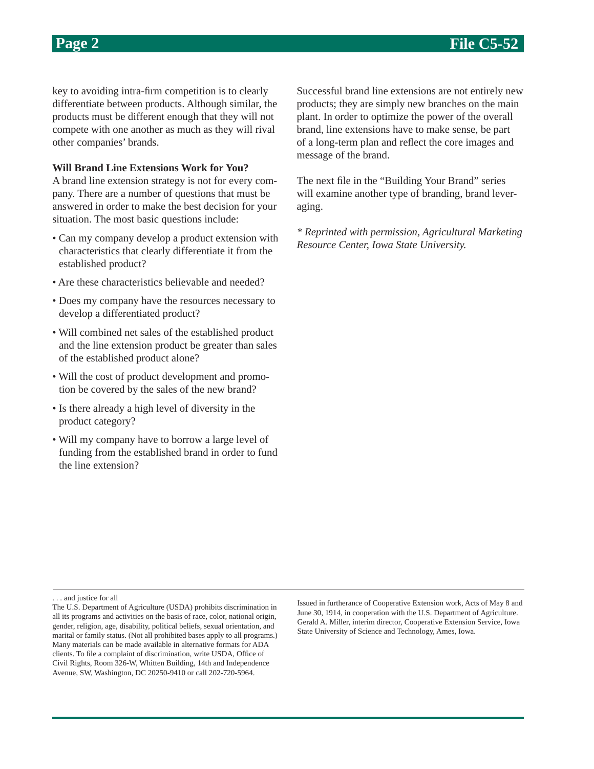key to avoiding intra-firm competition is to clearly differentiate between products. Although similar, the products must be different enough that they will not compete with one another as much as they will rival other companies' brands.

**Will Brand Line Extensions Work for You?**

A brand line extension strategy is not for every company. There are a number of questions that must be answered in order to make the best decision for your situation. The most basic questions include:

- Can my company develop a product extension with characteristics that clearly differentiate it from the established product?
- Are these characteristics believable and needed?
- Does my company have the resources necessary to develop a differentiated product?
- Will combined net sales of the established product and the line extension product be greater than sales of the established product alone?
- Will the cost of product development and promotion be covered by the sales of the new brand?
- Is there already a high level of diversity in the product category?
- Will my company have to borrow a large level of funding from the established brand in order to fund the line extension?

Successful brand line extensions are not entirely new products; they are simply new branches on the main plant. In order to optimize the power of the overall brand, line extensions have to make sense, be part of a long-term plan and reflect the core images and message of the brand.

The next file in the "Building Your Brand" series will examine another type of branding, brand leveraging.

*\* Reprinted with permission, Agricultural Marketing Resource Center, Iowa State University.*

. . . and justice for all
The U.S. Department of Agriculture (USDA) prohibits discrimination in all its programs and activities on the basis of race, color, national origin, gender, religion, age, disability, political beliefs, sexual orientation, and marital or family status. (Not all prohibited bases apply to all programs.) Many materials can be made available in alternative formats for ADA clients. To file a complaint of discrimination, write USDA, Office of Civil Rights, Room 326-W, Whitten Building, 14th and Independence Avenue, SW, Washington, DC 20250-9410 or call 202-720-5964.

Issued in furtherance of Cooperative Extension work, Acts of May 8 and June 30, 1914, in cooperation with the U.S. Department of Agriculture. Gerald A. Miller, interim director, Cooperative Extension Service, Iowa State University of Science and Technology, Ames, Iowa.